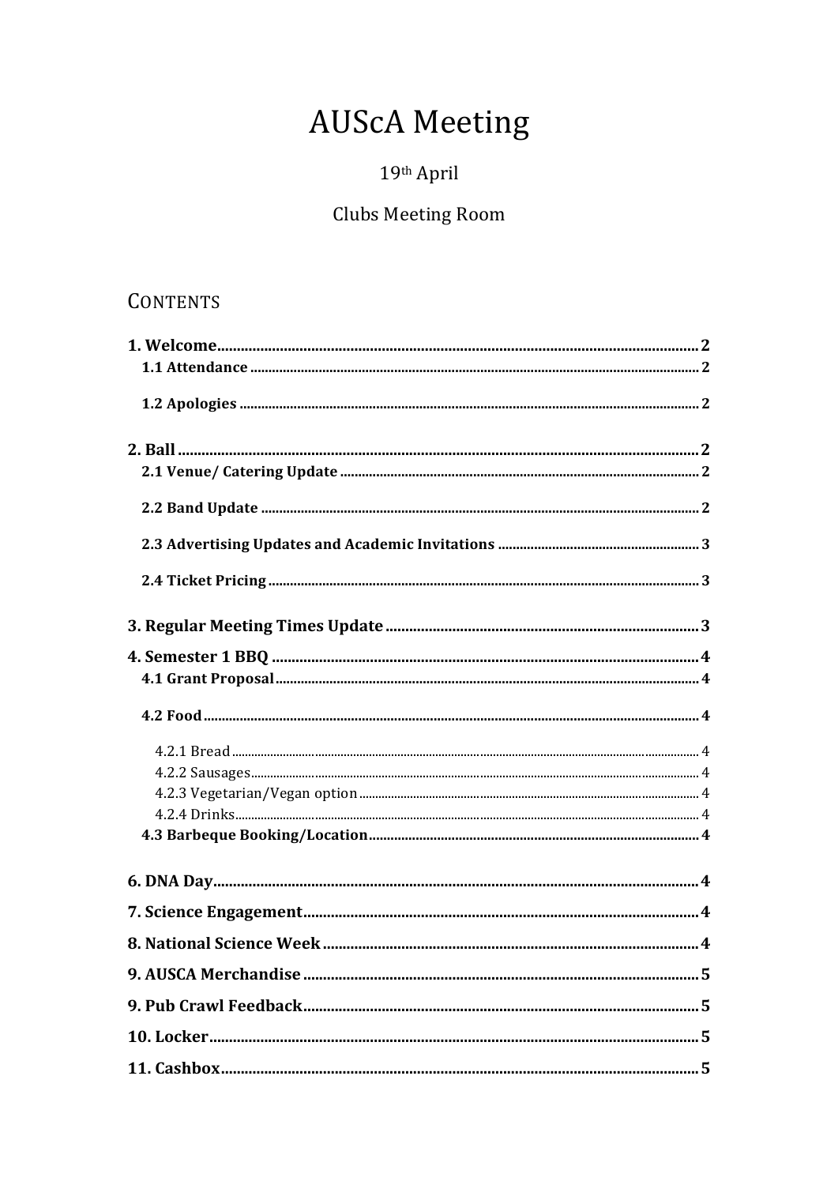# AUScA Meeting

19th April

Clubs Meeting Room

## CONTENTS

**1. Welcome** .......... 2
- **1.1 Attendance** .......... 2
- **1.2 Apologies** .......... 2

**2. Ball** .......... 2
- **2.1 Venue/ Catering Update** .......... 2
- **2.2 Band Update** .......... 2
- **2.3 Advertising Updates and Academic Invitations** .......... 3
- **2.4 Ticket Pricing** .......... 3

**3. Regular Meeting Times Update** .......... 3

**4. Semester 1 BBQ** .......... 4
- **4.1 Grant Proposal** .......... 4
- **4.2 Food** .......... 4
  - 4.2.1 Bread .......... 4
  - 4.2.2 Sausages .......... 4
  - 4.2.3 Vegetarian/Vegan option .......... 4
  - 4.2.4 Drinks .......... 4
- **4.3 Barbeque Booking/Location** .......... 4

**6. DNA Day** .......... 4

**7. Science Engagement** .......... 4

**8. National Science Week** .......... 4

**9. AUSCA Merchandise** .......... 5

**9. Pub Crawl Feedback** .......... 5

**10. Locker** .......... 5

**11. Cashbox** .......... 5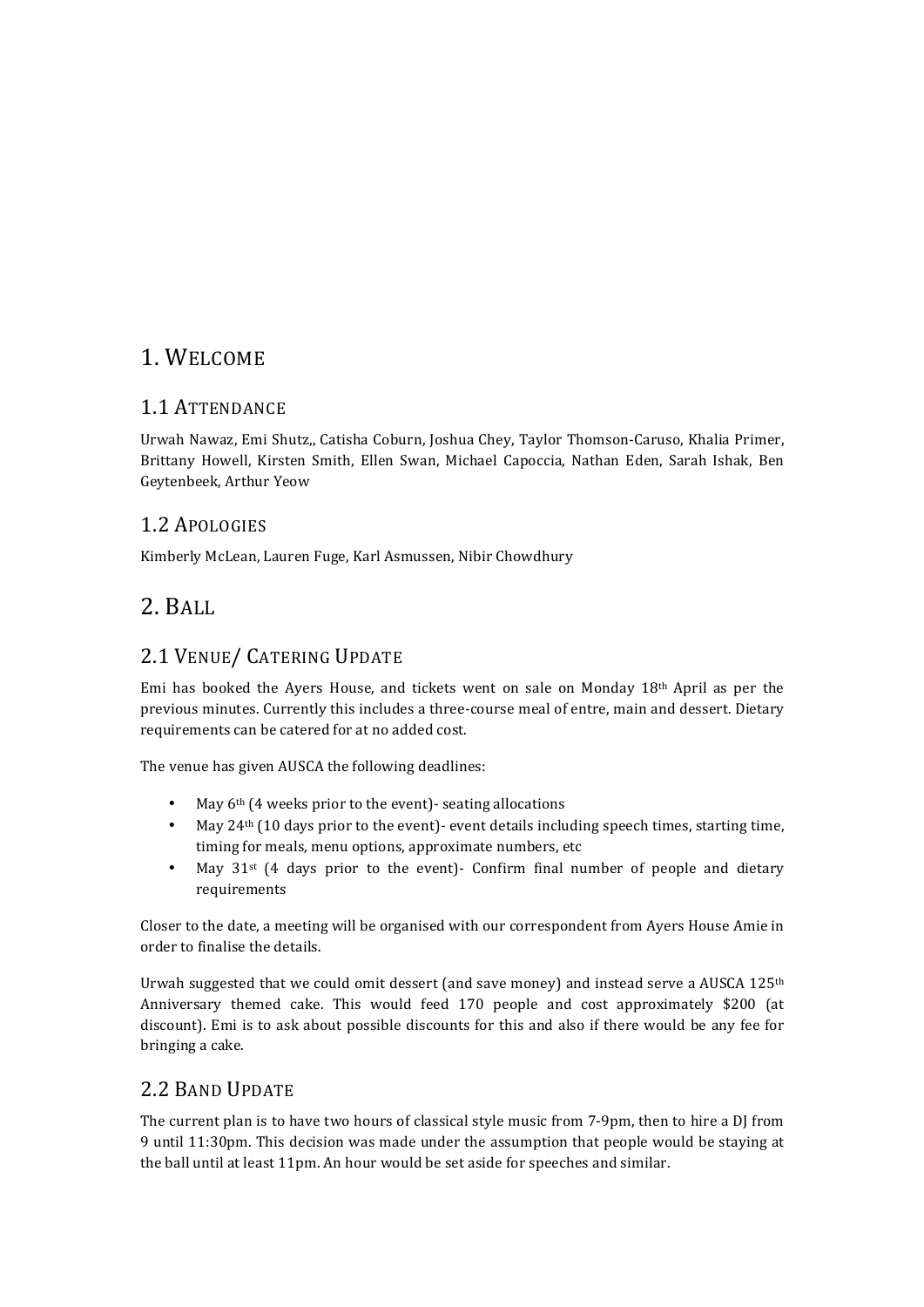# 1. Welcome

## 1.1 Attendance

Urwah Nawaz, Emi Shutz,, Catisha Coburn, Joshua Chey, Taylor Thomson-Caruso, Khalia Primer, Brittany Howell, Kirsten Smith, Ellen Swan, Michael Capoccia, Nathan Eden, Sarah Ishak, Ben Geytenbeek, Arthur Yeow

## 1.2 Apologies

Kimberly McLean, Lauren Fuge, Karl Asmussen, Nibir Chowdhury

# 2. Ball

## 2.1 Venue/ Catering Update

Emi has booked the Ayers House, and tickets went on sale on Monday 18th April as per the previous minutes. Currently this includes a three-course meal of entre, main and dessert. Dietary requirements can be catered for at no added cost.

The venue has given AUSCA the following deadlines:

- May 6th (4 weeks prior to the event)- seating allocations
- May 24th (10 days prior to the event)- event details including speech times, starting time, timing for meals, menu options, approximate numbers, etc
- May 31st (4 days prior to the event)- Confirm final number of people and dietary requirements

Closer to the date, a meeting will be organised with our correspondent from Ayers House Amie in order to finalise the details.

Urwah suggested that we could omit dessert (and save money) and instead serve a AUSCA 125th Anniversary themed cake. This would feed 170 people and cost approximately $200 (at discount). Emi is to ask about possible discounts for this and also if there would be any fee for bringing a cake.

## 2.2 Band Update

The current plan is to have two hours of classical style music from 7-9pm, then to hire a DJ from 9 until 11:30pm. This decision was made under the assumption that people would be staying at the ball until at least 11pm. An hour would be set aside for speeches and similar.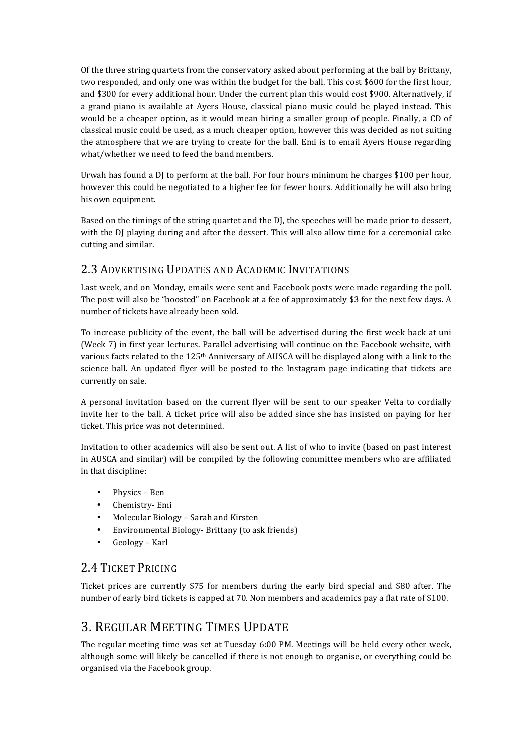Of the three string quartets from the conservatory asked about performing at the ball by Brittany, two responded, and only one was within the budget for the ball. This cost $600 for the first hour, and $300 for every additional hour. Under the current plan this would cost $900. Alternatively, if a grand piano is available at Ayers House, classical piano music could be played instead. This would be a cheaper option, as it would mean hiring a smaller group of people. Finally, a CD of classical music could be used, as a much cheaper option, however this was decided as not suiting the atmosphere that we are trying to create for the ball. Emi is to email Ayers House regarding what/whether we need to feed the band members.

Urwah has found a DJ to perform at the ball. For four hours minimum he charges $100 per hour, however this could be negotiated to a higher fee for fewer hours. Additionally he will also bring his own equipment.

Based on the timings of the string quartet and the DJ, the speeches will be made prior to dessert, with the DJ playing during and after the dessert. This will also allow time for a ceremonial cake cutting and similar.

## 2.3 Advertising Updates and Academic Invitations

Last week, and on Monday, emails were sent and Facebook posts were made regarding the poll. The post will also be "boosted" on Facebook at a fee of approximately $3 for the next few days. A number of tickets have already been sold.

To increase publicity of the event, the ball will be advertised during the first week back at uni (Week 7) in first year lectures. Parallel advertising will continue on the Facebook website, with various facts related to the 125th Anniversary of AUSCA will be displayed along with a link to the science ball. An updated flyer will be posted to the Instagram page indicating that tickets are currently on sale.

A personal invitation based on the current flyer will be sent to our speaker Velta to cordially invite her to the ball. A ticket price will also be added since she has insisted on paying for her ticket. This price was not determined.

Invitation to other academics will also be sent out. A list of who to invite (based on past interest in AUSCA and similar) will be compiled by the following committee members who are affiliated in that discipline:

- Physics – Ben
- Chemistry- Emi
- Molecular Biology – Sarah and Kirsten
- Environmental Biology- Brittany (to ask friends)
- Geology – Karl

## 2.4 Ticket Pricing

Ticket prices are currently $75 for members during the early bird special and $80 after. The number of early bird tickets is capped at 70. Non members and academics pay a flat rate of $100.

# 3. Regular Meeting Times Update

The regular meeting time was set at Tuesday 6:00 PM. Meetings will be held every other week, although some will likely be cancelled if there is not enough to organise, or everything could be organised via the Facebook group.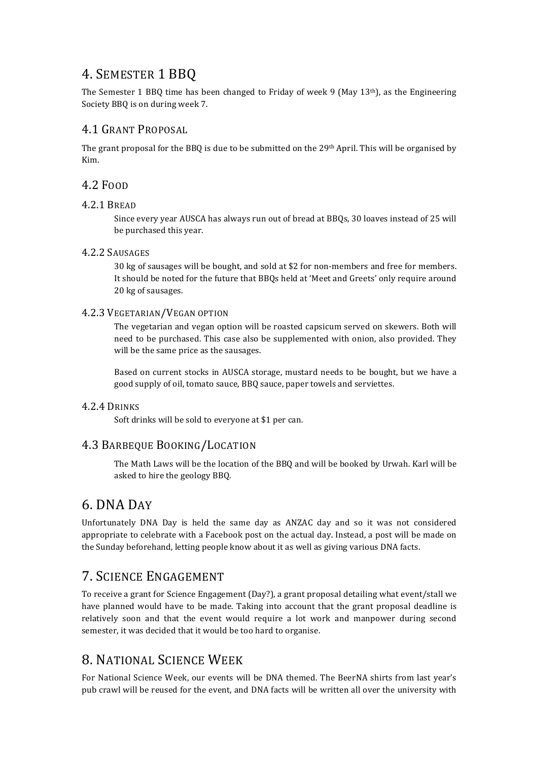# 4. Semester 1 BBQ

The Semester 1 BBQ time has been changed to Friday of week 9 (May 13th), as the Engineering Society BBQ is on during week 7.

## 4.1 Grant Proposal

The grant proposal for the BBQ is due to be submitted on the 29th April. This will be organised by Kim.

## 4.2 Food

### 4.2.1 Bread

Since every year AUSCA has always run out of bread at BBQs, 30 loaves instead of 25 will be purchased this year.

### 4.2.2 Sausages

30 kg of sausages will be bought, and sold at $2 for non-members and free for members. It should be noted for the future that BBQs held at 'Meet and Greets' only require around 20 kg of sausages.

### 4.2.3 Vegetarian/Vegan option

The vegetarian and vegan option will be roasted capsicum served on skewers. Both will need to be purchased. This case also be supplemented with onion, also provided. They will be the same price as the sausages.

Based on current stocks in AUSCA storage, mustard needs to be bought, but we have a good supply of oil, tomato sauce, BBQ sauce, paper towels and serviettes.

### 4.2.4 Drinks

Soft drinks will be sold to everyone at $1 per can.

## 4.3 Barbeque Booking/Location

The Math Laws will be the location of the BBQ and will be booked by Urwah. Karl will be asked to hire the geology BBQ.

# 6. DNA Day

Unfortunately DNA Day is held the same day as ANZAC day and so it was not considered appropriate to celebrate with a Facebook post on the actual day. Instead, a post will be made on the Sunday beforehand, letting people know about it as well as giving various DNA facts.

# 7. Science Engagement

To receive a grant for Science Engagement (Day?), a grant proposal detailing what event/stall we have planned would have to be made. Taking into account that the grant proposal deadline is relatively soon and that the event would require a lot work and manpower during second semester, it was decided that it would be too hard to organise.

# 8. National Science Week

For National Science Week, our events will be DNA themed. The BeerNA shirts from last year's pub crawl will be reused for the event, and DNA facts will be written all over the university with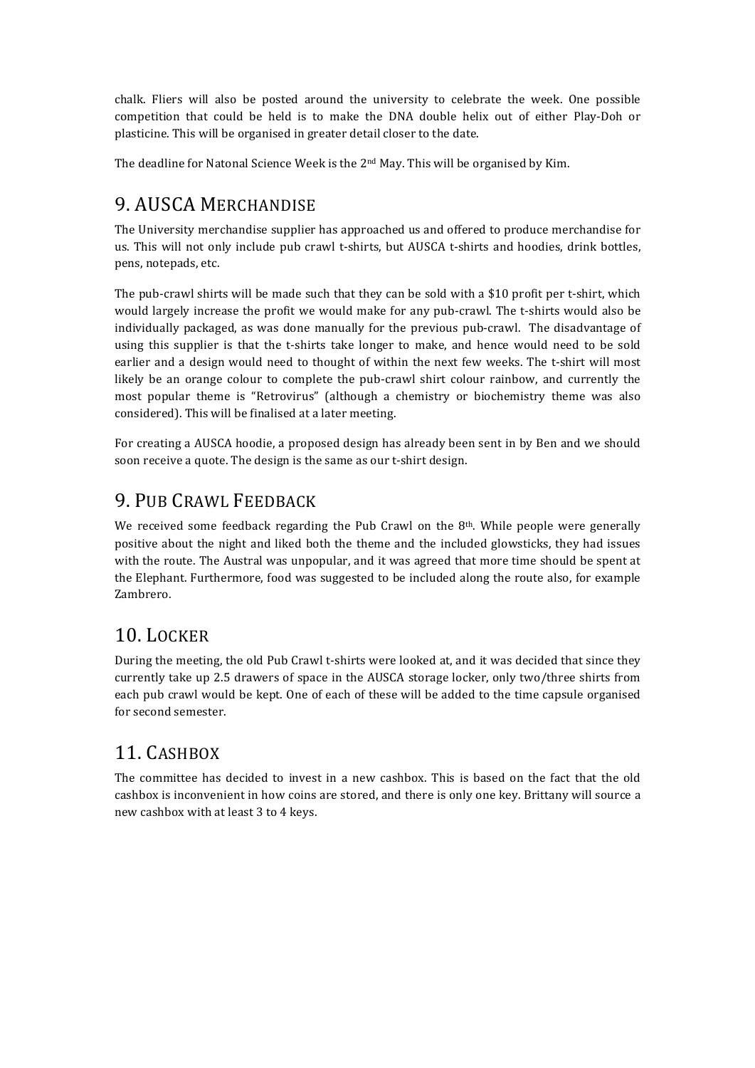chalk. Fliers will also be posted around the university to celebrate the week. One possible competition that could be held is to make the DNA double helix out of either Play-Doh or plasticine. This will be organised in greater detail closer to the date.

The deadline for Natonal Science Week is the 2nd May. This will be organised by Kim.

## 9. AUSCA Merchandise

The University merchandise supplier has approached us and offered to produce merchandise for us. This will not only include pub crawl t-shirts, but AUSCA t-shirts and hoodies, drink bottles, pens, notepads, etc.

The pub-crawl shirts will be made such that they can be sold with a $10 profit per t-shirt, which would largely increase the profit we would make for any pub-crawl. The t-shirts would also be individually packaged, as was done manually for the previous pub-crawl. The disadvantage of using this supplier is that the t-shirts take longer to make, and hence would need to be sold earlier and a design would need to thought of within the next few weeks. The t-shirt will most likely be an orange colour to complete the pub-crawl shirt colour rainbow, and currently the most popular theme is "Retrovirus" (although a chemistry or biochemistry theme was also considered). This will be finalised at a later meeting.

For creating a AUSCA hoodie, a proposed design has already been sent in by Ben and we should soon receive a quote. The design is the same as our t-shirt design.

## 9. Pub Crawl Feedback

We received some feedback regarding the Pub Crawl on the 8th. While people were generally positive about the night and liked both the theme and the included glowsticks, they had issues with the route. The Austral was unpopular, and it was agreed that more time should be spent at the Elephant. Furthermore, food was suggested to be included along the route also, for example Zambrero.

## 10. Locker

During the meeting, the old Pub Crawl t-shirts were looked at, and it was decided that since they currently take up 2.5 drawers of space in the AUSCA storage locker, only two/three shirts from each pub crawl would be kept. One of each of these will be added to the time capsule organised for second semester.

## 11. Cashbox

The committee has decided to invest in a new cashbox. This is based on the fact that the old cashbox is inconvenient in how coins are stored, and there is only one key. Brittany will source a new cashbox with at least 3 to 4 keys.